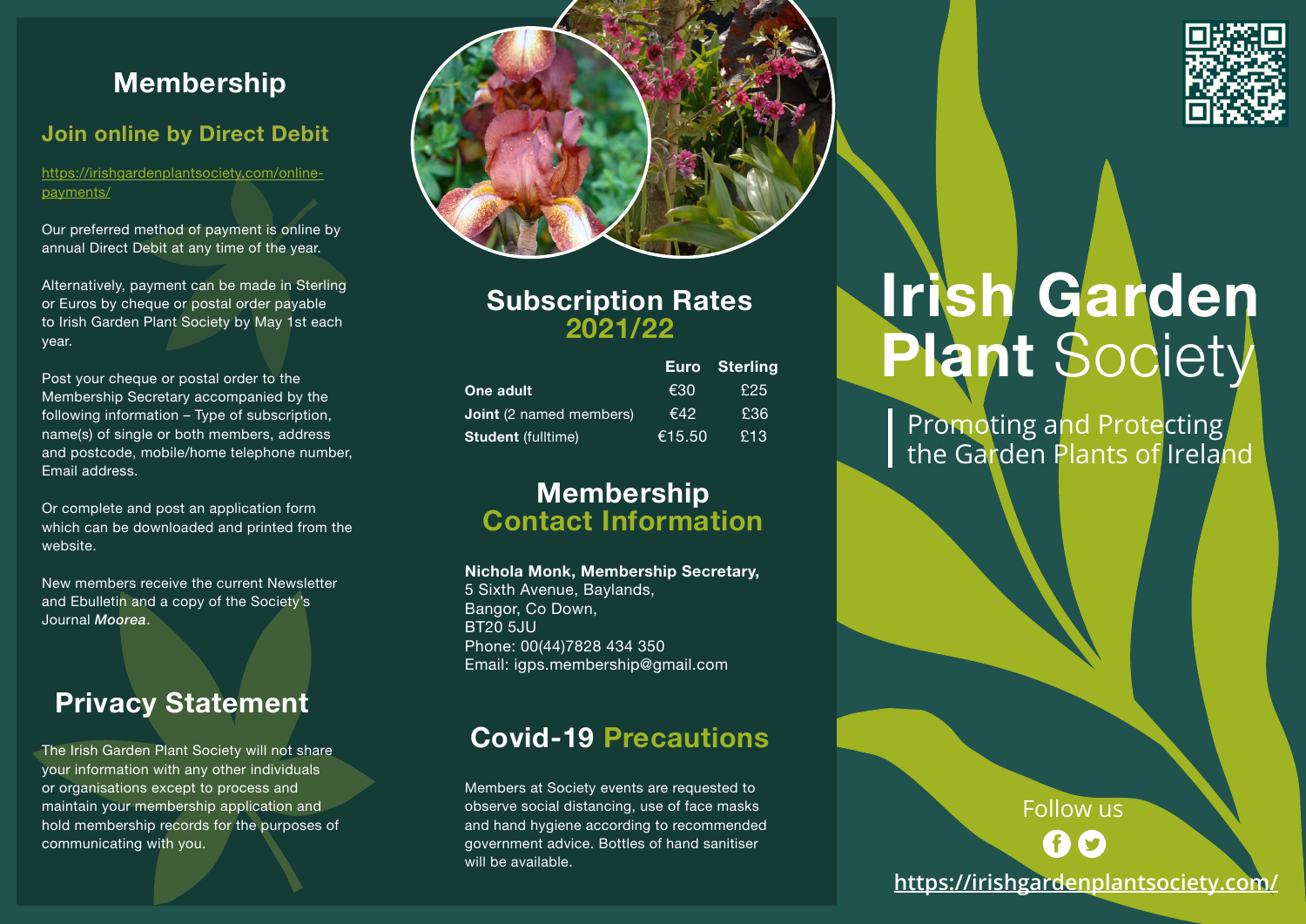## Membership

### Join online by Direct Debit

https://irishgardenplantsociety.com/online-payments/

Our preferred method of payment is online by annual Direct Debit at any time of the year.

Alternatively, payment can be made in Sterling or Euros by cheque or postal order payable to Irish Garden Plant Society by May 1st each year.

Post your cheque or postal order to the Membership Secretary accompanied by the following information – Type of subscription, name(s) of single or both members, address and postcode, mobile/home telephone number, Email address.

Or complete and post an application form which can be downloaded and printed from the website.

New members receive the current Newsletter and Ebulletin and a copy of the Society's Journal *Moorea*.

## Privacy Statement

The Irish Garden Plant Society will not share your information with any other individuals or organisations except to process and maintain your membership application and hold membership records for the purposes of communicating with you.

## Subscription Rates 2021/22

| | Euro | Sterling |
|---|---|---|
| **One adult** | €30 | £25 |
| **Joint** (2 named members) | €42 | £36 |
| **Student** (fulltime) | €15.50 | £13 |

## Membership Contact Information

**Nichola Monk, Membership Secretary,**
5 Sixth Avenue, Baylands,
Bangor, Co Down,
BT20 5JU
Phone: 00(44)7828 434 350
Email: igps.membership@gmail.com

## Covid-19 Precautions

Members at Society events are requested to observe social distancing, use of face masks and hand hygiene according to recommended government advice. Bottles of hand sanitiser will be available.

# Irish Garden Plant Society

Promoting and Protecting the Garden Plants of Ireland

Follow us

https://irishgardenplantsociety.com/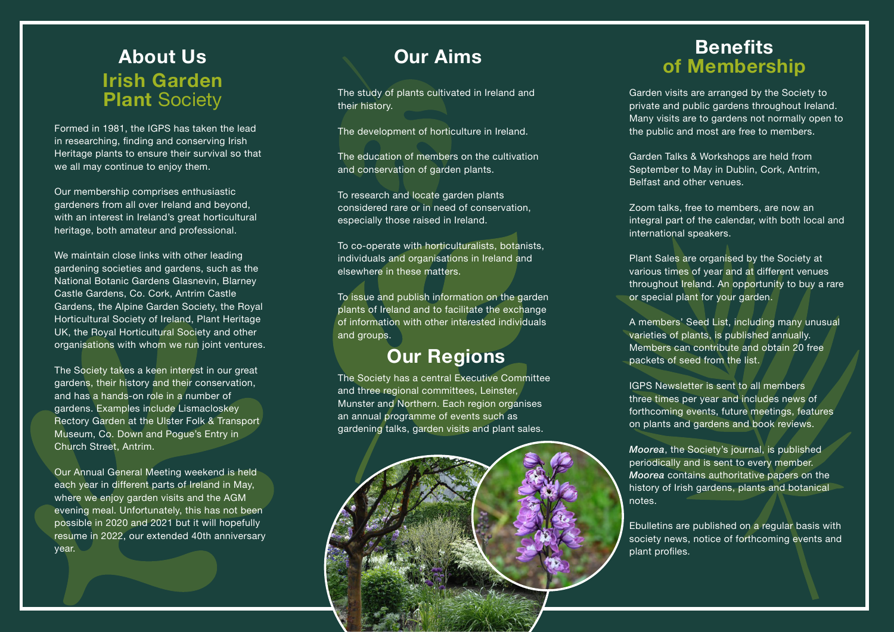## About Us

### Irish Garden Plant Society

Formed in 1981, the IGPS has taken the lead in researching, finding and conserving Irish Heritage plants to ensure their survival so that we all may continue to enjoy them.

Our membership comprises enthusiastic gardeners from all over Ireland and beyond, with an interest in Ireland's great horticultural heritage, both amateur and professional.

We maintain close links with other leading gardening societies and gardens, such as the National Botanic Gardens Glasnevin, Blarney Castle Gardens, Co. Cork, Antrim Castle Gardens, the Alpine Garden Society, the Royal Horticultural Society of Ireland, Plant Heritage UK, the Royal Horticultural Society and other organisations with whom we run joint ventures.

The Society takes a keen interest in our great gardens, their history and their conservation, and has a hands-on role in a number of gardens. Examples include Lismacloskey Rectory Garden at the Ulster Folk & Transport Museum, Co. Down and Pogue's Entry in Church Street, Antrim.

Our Annual General Meeting weekend is held each year in different parts of Ireland in May, where we enjoy garden visits and the AGM evening meal. Unfortunately, this has not been possible in 2020 and 2021 but it will hopefully resume in 2022, our extended 40th anniversary year.

## Our Aims

The study of plants cultivated in Ireland and their history.

The development of horticulture in Ireland.

The education of members on the cultivation and conservation of garden plants.

To research and locate garden plants considered rare or in need of conservation, especially those raised in Ireland.

To co-operate with horticulturalists, botanists, individuals and organisations in Ireland and elsewhere in these matters.

To issue and publish information on the garden plants of Ireland and to facilitate the exchange of information with other interested individuals and groups.

## Our Regions

The Society has a central Executive Committee and three regional committees, Leinster, Munster and Northern. Each region organises an annual programme of events such as gardening talks, garden visits and plant sales.

## Benefits of Membership

Garden visits are arranged by the Society to private and public gardens throughout Ireland. Many visits are to gardens not normally open to the public and most are free to members.

Garden Talks & Workshops are held from September to May in Dublin, Cork, Antrim, Belfast and other venues.

Zoom talks, free to members, are now an integral part of the calendar, with both local and international speakers.

Plant Sales are organised by the Society at various times of year and at different venues throughout Ireland. An opportunity to buy a rare or special plant for your garden.

A members' Seed List, including many unusual varieties of plants, is published annually. Members can contribute and obtain 20 free packets of seed from the list.

IGPS Newsletter is sent to all members three times per year and includes news of forthcoming events, future meetings, features on plants and gardens and book reviews.

***Moorea***, the Society's journal, is published periodically and is sent to every member. ***Moorea*** contains authoritative papers on the history of Irish gardens, plants and botanical notes.

Ebulletins are published on a regular basis with society news, notice of forthcoming events and plant profiles.